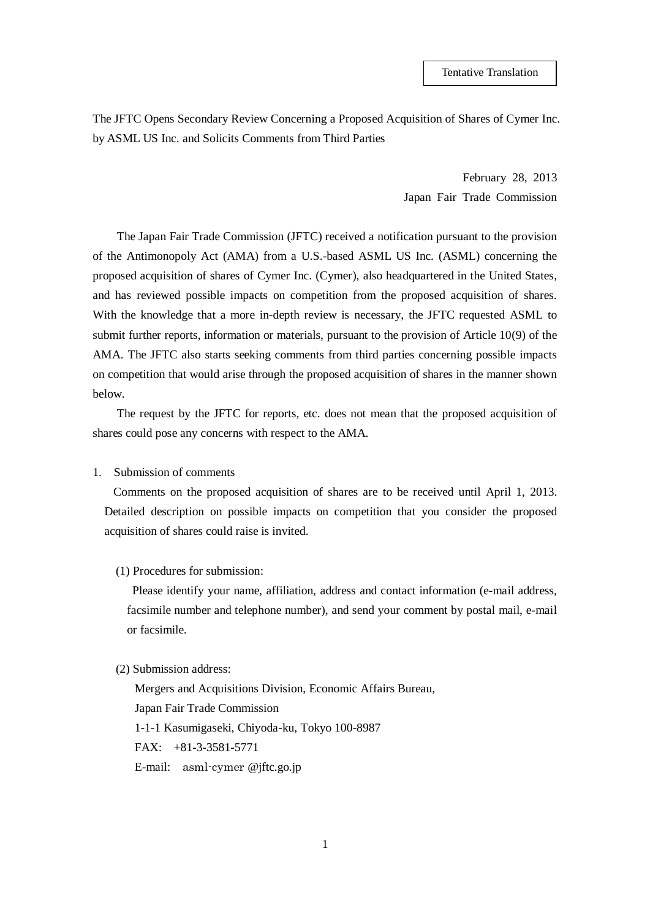Tentative Translation

# The JFTC Opens Secondary Review Concerning a Proposed Acquisition of Shares of Cymer Inc. by ASML US Inc. and Solicits Comments from Third Parties

February 28, 2013
Japan Fair Trade Commission

The Japan Fair Trade Commission (JFTC) received a notification pursuant to the provision of the Antimonopoly Act (AMA) from a U.S.-based ASML US Inc. (ASML) concerning the proposed acquisition of shares of Cymer Inc. (Cymer), also headquartered in the United States, and has reviewed possible impacts on competition from the proposed acquisition of shares. With the knowledge that a more in-depth review is necessary, the JFTC requested ASML to submit further reports, information or materials, pursuant to the provision of Article 10(9) of the AMA. The JFTC also starts seeking comments from third parties concerning possible impacts on competition that would arise through the proposed acquisition of shares in the manner shown below.

The request by the JFTC for reports, etc. does not mean that the proposed acquisition of shares could pose any concerns with respect to the AMA.

1. Submission of comments

Comments on the proposed acquisition of shares are to be received until April 1, 2013. Detailed description on possible impacts on competition that you consider the proposed acquisition of shares could raise is invited.

(1) Procedures for submission:

Please identify your name, affiliation, address and contact information (e-mail address, facsimile number and telephone number), and send your comment by postal mail, e-mail or facsimile.

(2) Submission address:

Mergers and Acquisitions Division, Economic Affairs Bureau,
Japan Fair Trade Commission
1-1-1 Kasumigaseki, Chiyoda-ku, Tokyo 100-8987
FAX: +81-3-3581-5771
E-mail: asml-cymer @jftc.go.jp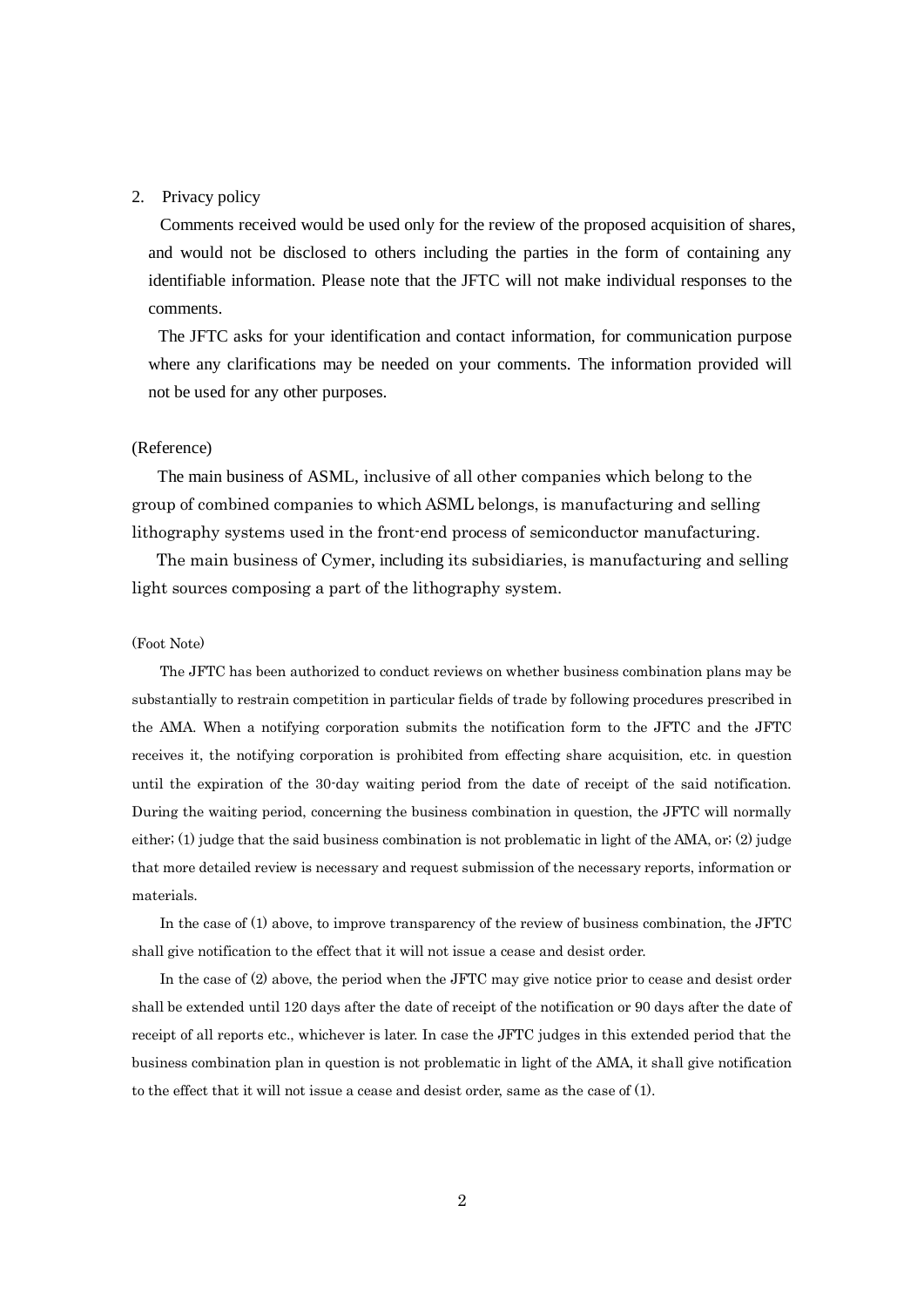2. Privacy policy

Comments received would be used only for the review of the proposed acquisition of shares, and would not be disclosed to others including the parties in the form of containing any identifiable information. Please note that the JFTC will not make individual responses to the comments.

The JFTC asks for your identification and contact information, for communication purpose where any clarifications may be needed on your comments. The information provided will not be used for any other purposes.

(Reference)

The main business of ASML, inclusive of all other companies which belong to the group of combined companies to which ASML belongs, is manufacturing and selling lithography systems used in the front-end process of semiconductor manufacturing.

The main business of Cymer, including its subsidiaries, is manufacturing and selling light sources composing a part of the lithography system.

(Foot Note)

The JFTC has been authorized to conduct reviews on whether business combination plans may be substantially to restrain competition in particular fields of trade by following procedures prescribed in the AMA. When a notifying corporation submits the notification form to the JFTC and the JFTC receives it, the notifying corporation is prohibited from effecting share acquisition, etc. in question until the expiration of the 30-day waiting period from the date of receipt of the said notification. During the waiting period, concerning the business combination in question, the JFTC will normally either; (1) judge that the said business combination is not problematic in light of the AMA, or; (2) judge that more detailed review is necessary and request submission of the necessary reports, information or materials.

In the case of (1) above, to improve transparency of the review of business combination, the JFTC shall give notification to the effect that it will not issue a cease and desist order.

In the case of (2) above, the period when the JFTC may give notice prior to cease and desist order shall be extended until 120 days after the date of receipt of the notification or 90 days after the date of receipt of all reports etc., whichever is later. In case the JFTC judges in this extended period that the business combination plan in question is not problematic in light of the AMA, it shall give notification to the effect that it will not issue a cease and desist order, same as the case of (1).